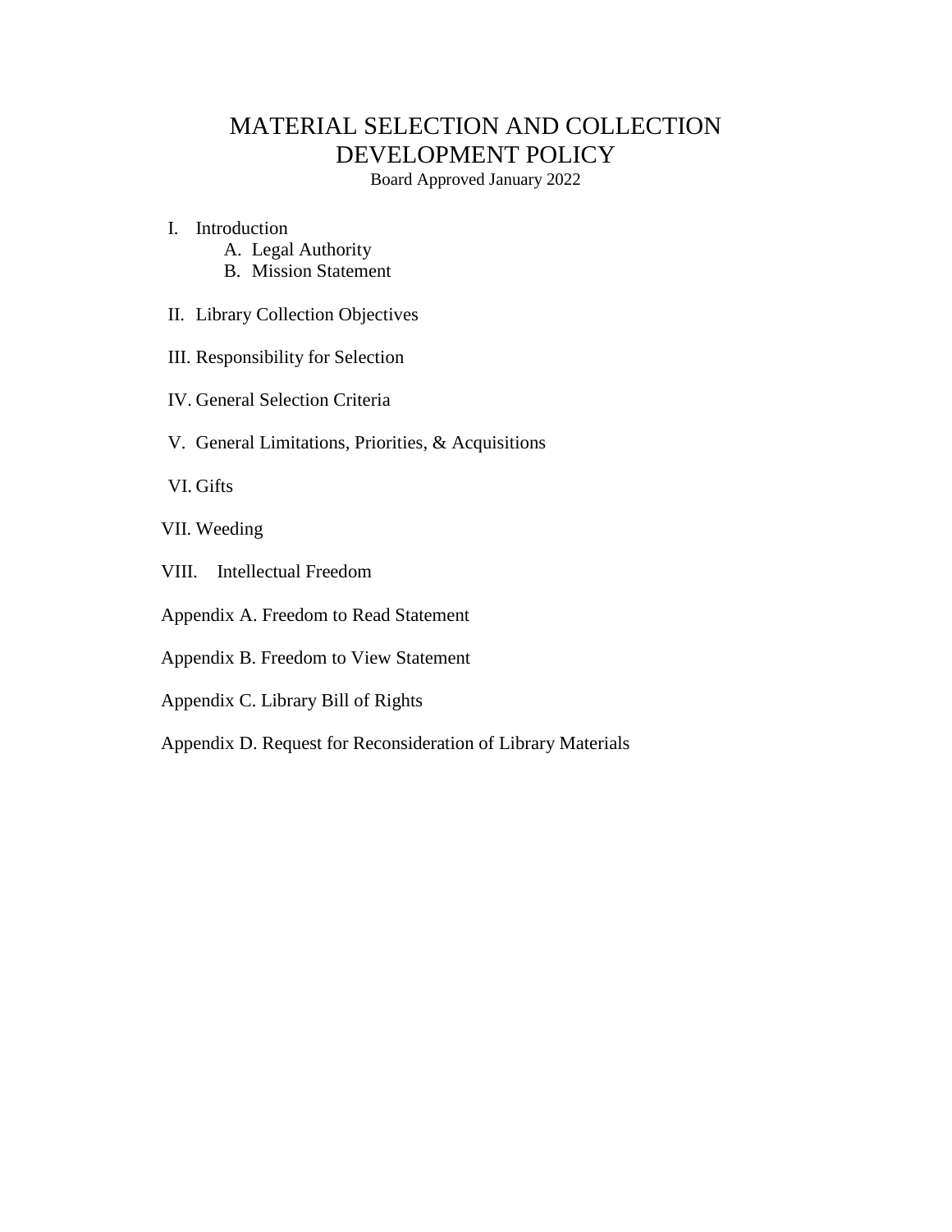# MATERIAL SELECTION AND COLLECTION DEVELOPMENT POLICY

Board Approved January 2022

I. Introduction
   A. Legal Authority
   B. Mission Statement

II. Library Collection Objectives

III. Responsibility for Selection

IV. General Selection Criteria

V. General Limitations, Priorities, & Acquisitions

VI. Gifts

VII. Weeding

VIII. Intellectual Freedom

Appendix A. Freedom to Read Statement

Appendix B. Freedom to View Statement

Appendix C. Library Bill of Rights

Appendix D. Request for Reconsideration of Library Materials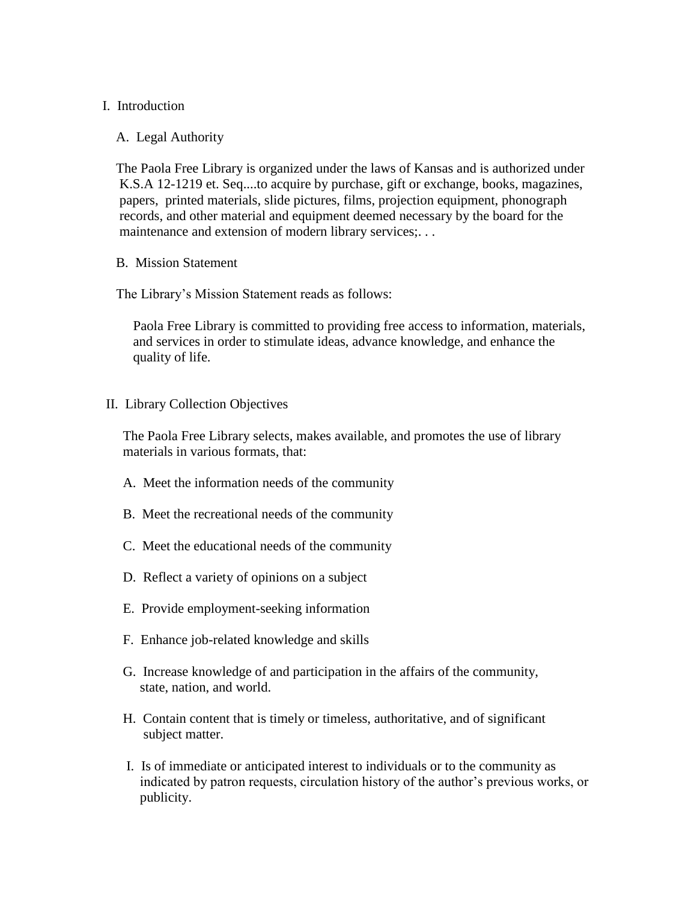# I. Introduction

## A. Legal Authority

The Paola Free Library is organized under the laws of Kansas and is authorized under K.S.A 12-1219 et. Seq....to acquire by purchase, gift or exchange, books, magazines, papers, printed materials, slide pictures, films, projection equipment, phonograph records, and other material and equipment deemed necessary by the board for the maintenance and extension of modern library services;. . .

## B. Mission Statement

The Library's Mission Statement reads as follows:

> Paola Free Library is committed to providing free access to information, materials, and services in order to stimulate ideas, advance knowledge, and enhance the quality of life.

# II. Library Collection Objectives

The Paola Free Library selects, makes available, and promotes the use of library materials in various formats, that:

A. Meet the information needs of the community

B. Meet the recreational needs of the community

C. Meet the educational needs of the community

D. Reflect a variety of opinions on a subject

E. Provide employment-seeking information

F. Enhance job-related knowledge and skills

G. Increase knowledge of and participation in the affairs of the community, state, nation, and world.

H. Contain content that is timely or timeless, authoritative, and of significant subject matter.

I. Is of immediate or anticipated interest to individuals or to the community as indicated by patron requests, circulation history of the author's previous works, or publicity.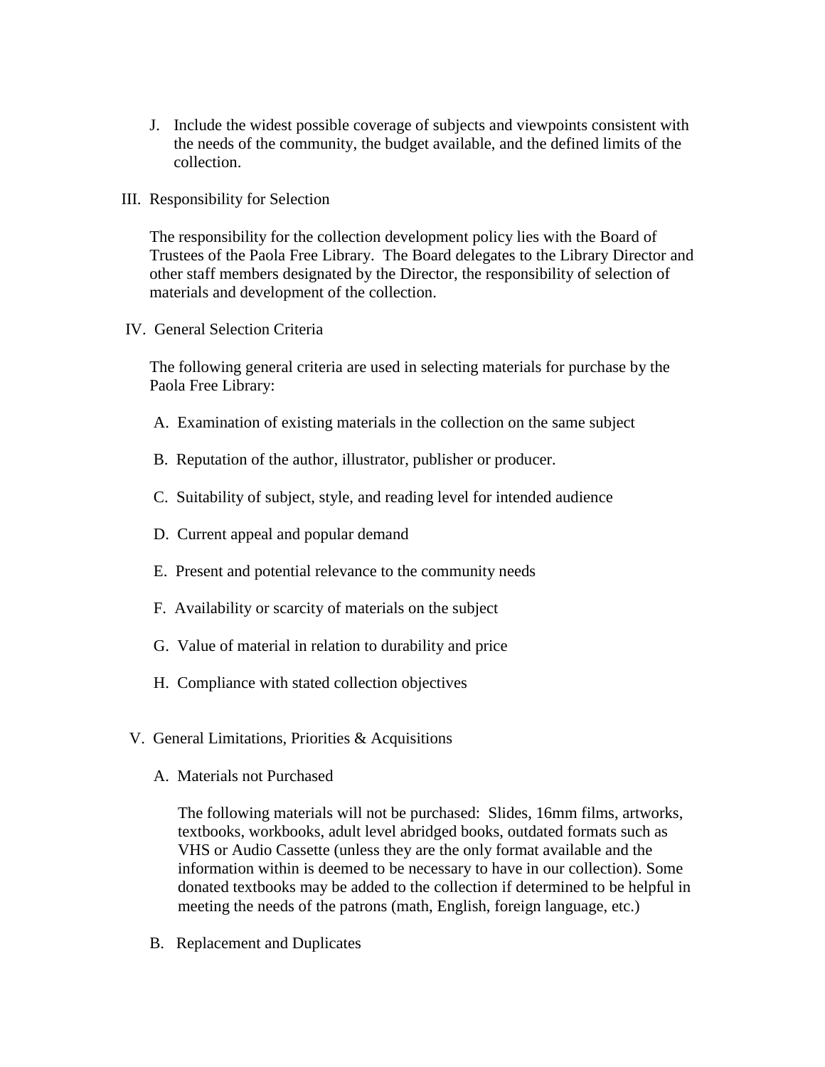J. Include the widest possible coverage of subjects and viewpoints consistent with the needs of the community, the budget available, and the defined limits of the collection.

## III. Responsibility for Selection

The responsibility for the collection development policy lies with the Board of Trustees of the Paola Free Library. The Board delegates to the Library Director and other staff members designated by the Director, the responsibility of selection of materials and development of the collection.

## IV. General Selection Criteria

The following general criteria are used in selecting materials for purchase by the Paola Free Library:

A. Examination of existing materials in the collection on the same subject

B. Reputation of the author, illustrator, publisher or producer.

C. Suitability of subject, style, and reading level for intended audience

D. Current appeal and popular demand

E. Present and potential relevance to the community needs

F. Availability or scarcity of materials on the subject

G. Value of material in relation to durability and price

H. Compliance with stated collection objectives

## V. General Limitations, Priorities & Acquisitions

### A. Materials not Purchased

The following materials will not be purchased: Slides, 16mm films, artworks, textbooks, workbooks, adult level abridged books, outdated formats such as VHS or Audio Cassette (unless they are the only format available and the information within is deemed to be necessary to have in our collection). Some donated textbooks may be added to the collection if determined to be helpful in meeting the needs of the patrons (math, English, foreign language, etc.)

### B. Replacement and Duplicates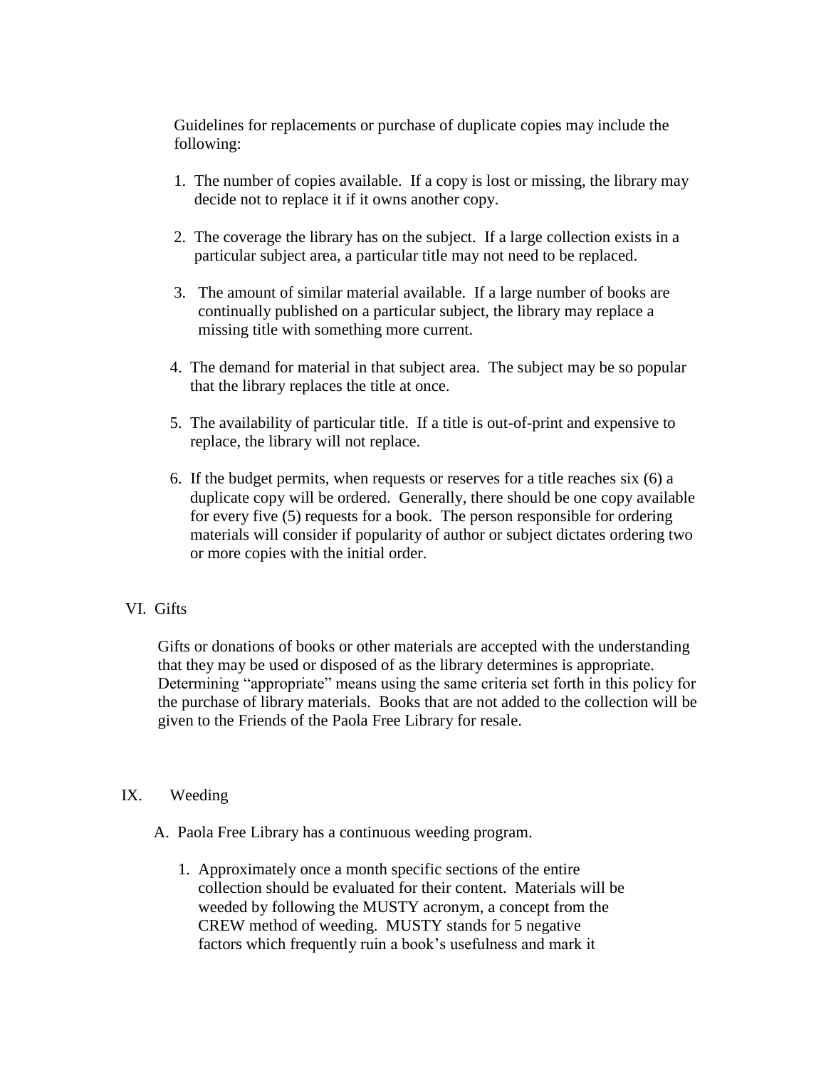Guidelines for replacements or purchase of duplicate copies may include the following:

1. The number of copies available. If a copy is lost or missing, the library may decide not to replace it if it owns another copy.
2. The coverage the library has on the subject. If a large collection exists in a particular subject area, a particular title may not need to be replaced.
3. The amount of similar material available. If a large number of books are continually published on a particular subject, the library may replace a missing title with something more current.
4. The demand for material in that subject area. The subject may be so popular that the library replaces the title at once.
5. The availability of particular title. If a title is out-of-print and expensive to replace, the library will not replace.
6. If the budget permits, when requests or reserves for a title reaches six (6) a duplicate copy will be ordered. Generally, there should be one copy available for every five (5) requests for a book. The person responsible for ordering materials will consider if popularity of author or subject dictates ordering two or more copies with the initial order.

## VI. Gifts

Gifts or donations of books or other materials are accepted with the understanding that they may be used or disposed of as the library determines is appropriate. Determining "appropriate" means using the same criteria set forth in this policy for the purchase of library materials. Books that are not added to the collection will be given to the Friends of the Paola Free Library for resale.

## IX. Weeding

A. Paola Free Library has a continuous weeding program.

1. Approximately once a month specific sections of the entire collection should be evaluated for their content. Materials will be weeded by following the MUSTY acronym, a concept from the CREW method of weeding. MUSTY stands for 5 negative factors which frequently ruin a book's usefulness and mark it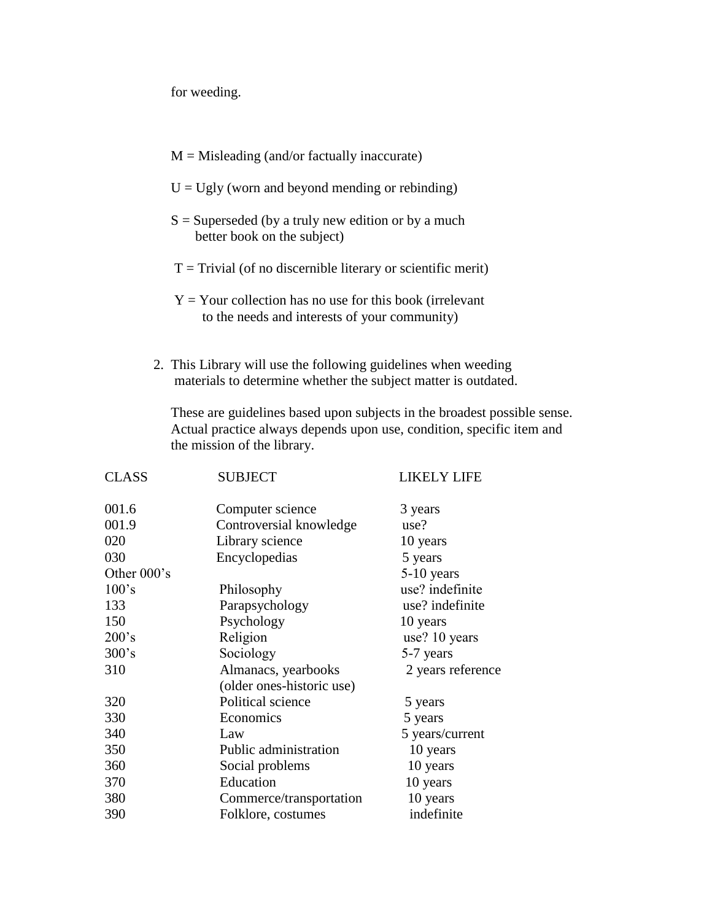for weeding.

M = Misleading (and/or factually inaccurate)

U = Ugly (worn and beyond mending or rebinding)

S = Superseded (by a truly new edition or by a much better book on the subject)

T = Trivial (of no discernible literary or scientific merit)

Y = Your collection has no use for this book (irrelevant to the needs and interests of your community)

2. This Library will use the following guidelines when weeding materials to determine whether the subject matter is outdated.

   These are guidelines based upon subjects in the broadest possible sense. Actual practice always depends upon use, condition, specific item and the mission of the library.

| CLASS | SUBJECT | LIKELY LIFE |
|---|---|---|
| 001.6 | Computer science | 3 years |
| 001.9 | Controversial knowledge | use? |
| 020 | Library science | 10 years |
| 030 | Encyclopedias | 5 years |
| Other 000's | | 5-10 years |
| 100's | Philosophy | use? indefinite |
| 133 | Parapsychology | use? indefinite |
| 150 | Psychology | 10 years |
| 200's | Religion | use? 10 years |
| 300's | Sociology | 5-7 years |
| 310 | Almanacs, yearbooks (older ones-historic use) | 2 years reference |
| 320 | Political science | 5 years |
| 330 | Economics | 5 years |
| 340 | Law | 5 years/current |
| 350 | Public administration | 10 years |
| 360 | Social problems | 10 years |
| 370 | Education | 10 years |
| 380 | Commerce/transportation | 10 years |
| 390 | Folklore, costumes | indefinite |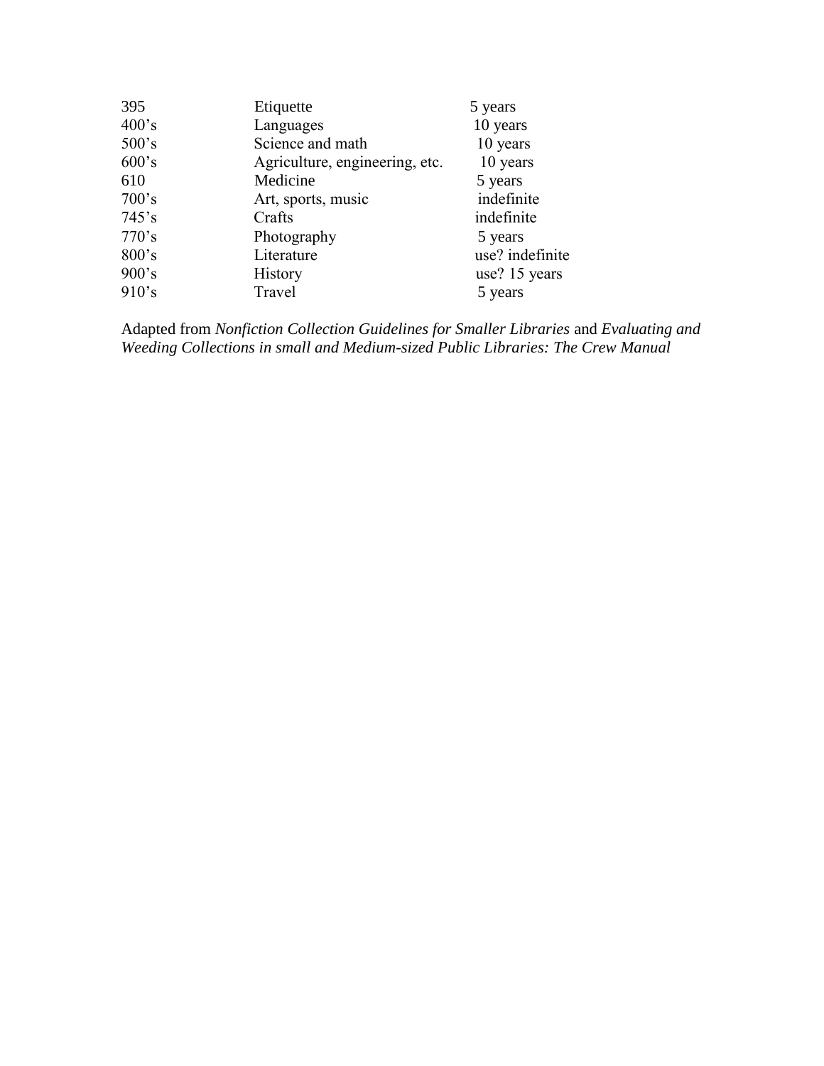| | | |
|---|---|---|
| 395 | Etiquette | 5 years |
| 400’s | Languages | 10 years |
| 500’s | Science and math | 10 years |
| 600’s | Agriculture, engineering, etc. | 10 years |
| 610 | Medicine | 5 years |
| 700’s | Art, sports, music | indefinite |
| 745’s | Crafts | indefinite |
| 770’s | Photography | 5 years |
| 800’s | Literature | use? indefinite |
| 900’s | History | use? 15 years |
| 910’s | Travel | 5 years |

Adapted from *Nonfiction Collection Guidelines for Smaller Libraries* and *Evaluating and Weeding Collections in small and Medium-sized Public Libraries: The Crew Manual*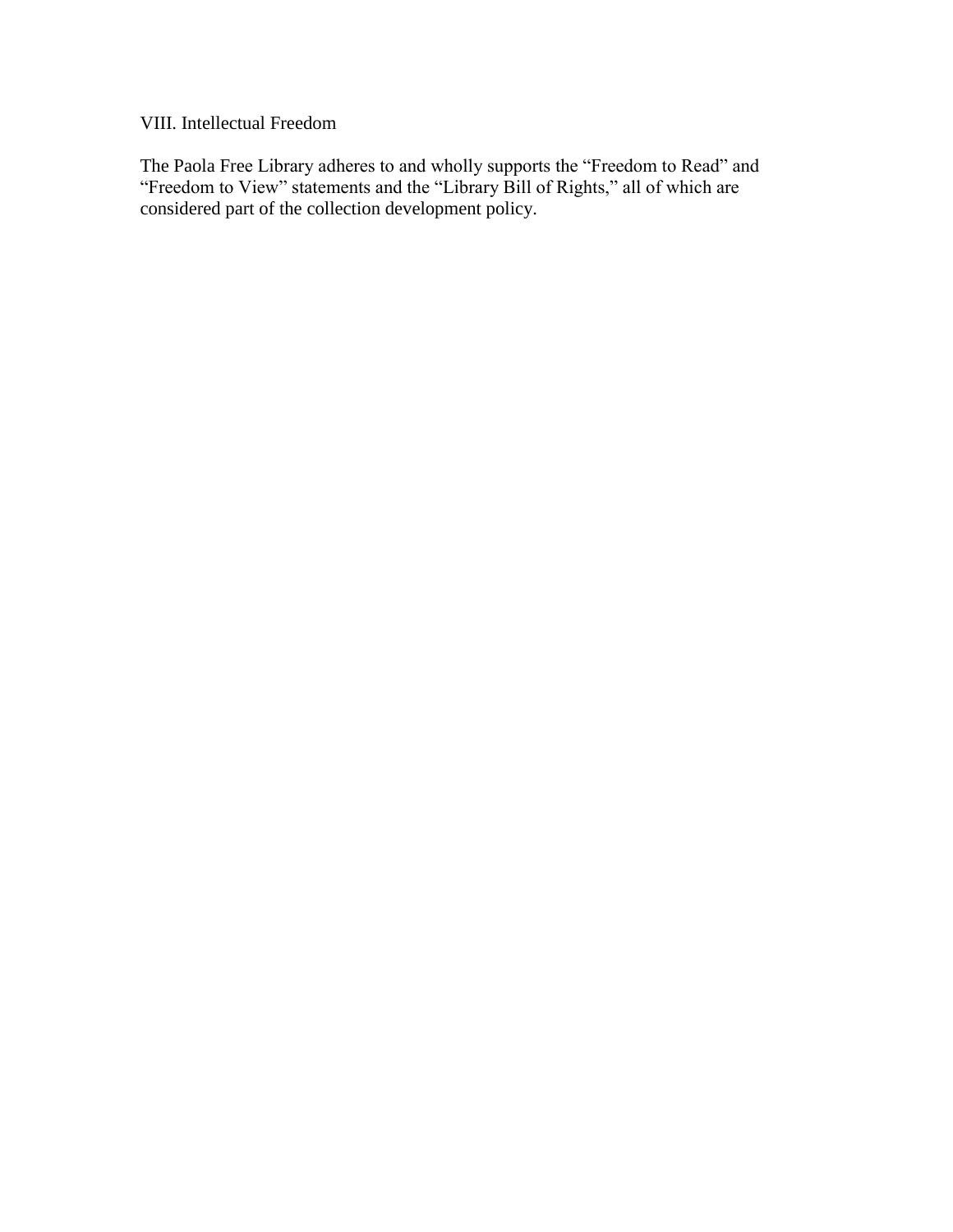## VIII. Intellectual Freedom

The Paola Free Library adheres to and wholly supports the "Freedom to Read" and "Freedom to View" statements and the "Library Bill of Rights," all of which are considered part of the collection development policy.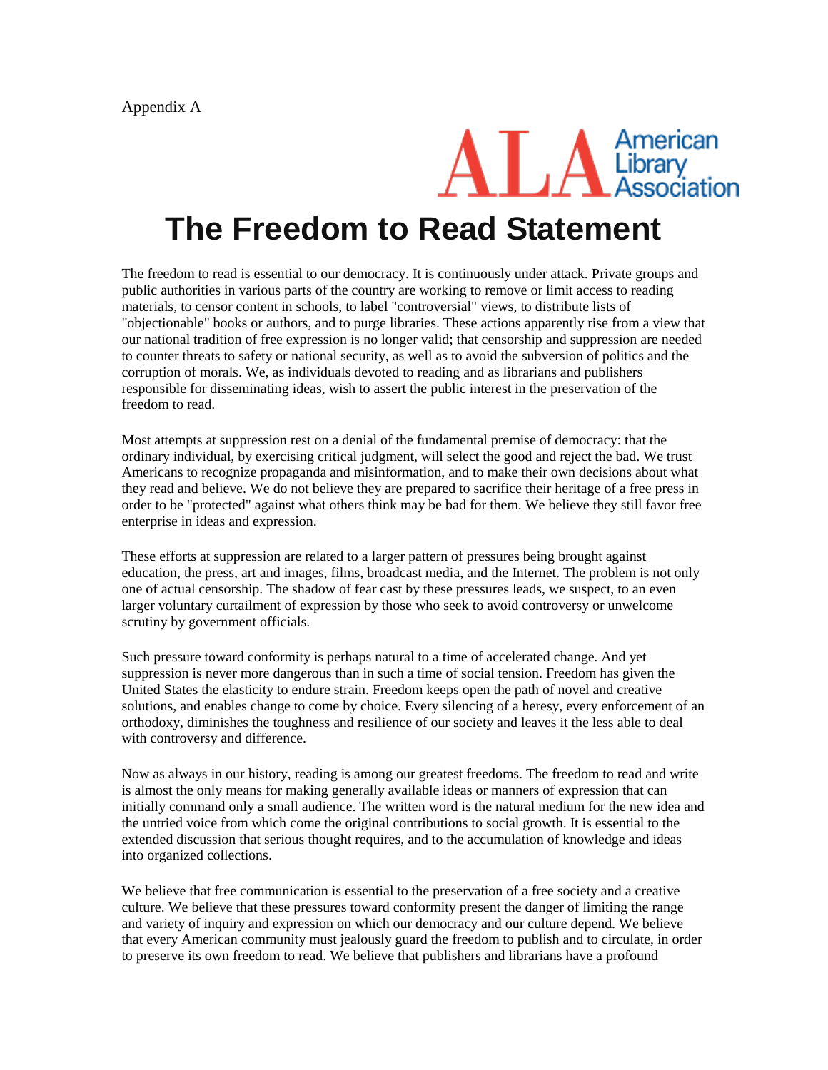Appendix A

American Library Association

# The Freedom to Read Statement

The freedom to read is essential to our democracy. It is continuously under attack. Private groups and public authorities in various parts of the country are working to remove or limit access to reading materials, to censor content in schools, to label "controversial" views, to distribute lists of "objectionable" books or authors, and to purge libraries. These actions apparently rise from a view that our national tradition of free expression is no longer valid; that censorship and suppression are needed to counter threats to safety or national security, as well as to avoid the subversion of politics and the corruption of morals. We, as individuals devoted to reading and as librarians and publishers responsible for disseminating ideas, wish to assert the public interest in the preservation of the freedom to read.

Most attempts at suppression rest on a denial of the fundamental premise of democracy: that the ordinary individual, by exercising critical judgment, will select the good and reject the bad. We trust Americans to recognize propaganda and misinformation, and to make their own decisions about what they read and believe. We do not believe they are prepared to sacrifice their heritage of a free press in order to be "protected" against what others think may be bad for them. We believe they still favor free enterprise in ideas and expression.

These efforts at suppression are related to a larger pattern of pressures being brought against education, the press, art and images, films, broadcast media, and the Internet. The problem is not only one of actual censorship. The shadow of fear cast by these pressures leads, we suspect, to an even larger voluntary curtailment of expression by those who seek to avoid controversy or unwelcome scrutiny by government officials.

Such pressure toward conformity is perhaps natural to a time of accelerated change. And yet suppression is never more dangerous than in such a time of social tension. Freedom has given the United States the elasticity to endure strain. Freedom keeps open the path of novel and creative solutions, and enables change to come by choice. Every silencing of a heresy, every enforcement of an orthodoxy, diminishes the toughness and resilience of our society and leaves it the less able to deal with controversy and difference.

Now as always in our history, reading is among our greatest freedoms. The freedom to read and write is almost the only means for making generally available ideas or manners of expression that can initially command only a small audience. The written word is the natural medium for the new idea and the untried voice from which come the original contributions to social growth. It is essential to the extended discussion that serious thought requires, and to the accumulation of knowledge and ideas into organized collections.

We believe that free communication is essential to the preservation of a free society and a creative culture. We believe that these pressures toward conformity present the danger of limiting the range and variety of inquiry and expression on which our democracy and our culture depend. We believe that every American community must jealously guard the freedom to publish and to circulate, in order to preserve its own freedom to read. We believe that publishers and librarians have a profound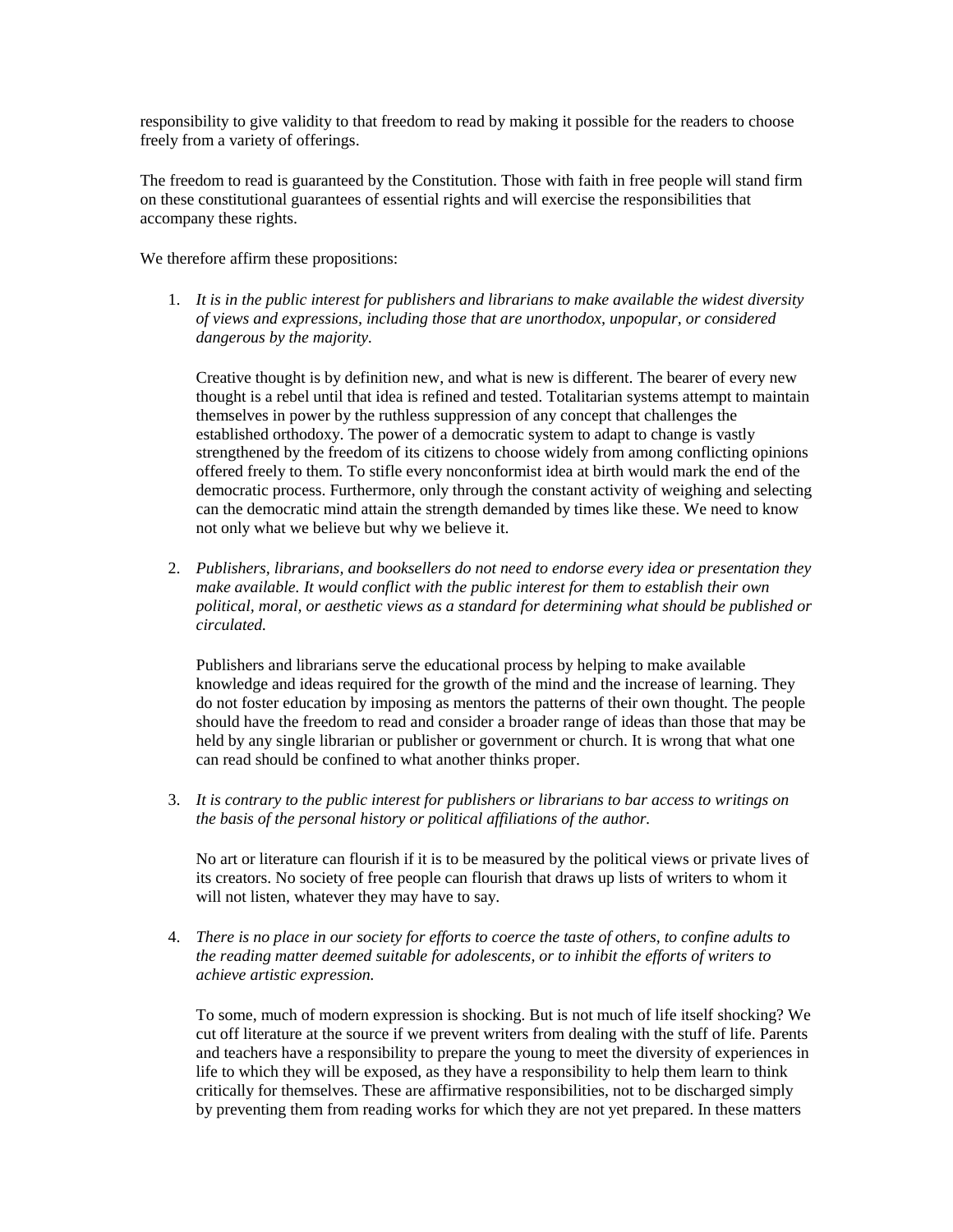responsibility to give validity to that freedom to read by making it possible for the readers to choose freely from a variety of offerings.

The freedom to read is guaranteed by the Constitution. Those with faith in free people will stand firm on these constitutional guarantees of essential rights and will exercise the responsibilities that accompany these rights.

We therefore affirm these propositions:

1. *It is in the public interest for publishers and librarians to make available the widest diversity of views and expressions, including those that are unorthodox, unpopular, or considered dangerous by the majority.*

   Creative thought is by definition new, and what is new is different. The bearer of every new thought is a rebel until that idea is refined and tested. Totalitarian systems attempt to maintain themselves in power by the ruthless suppression of any concept that challenges the established orthodoxy. The power of a democratic system to adapt to change is vastly strengthened by the freedom of its citizens to choose widely from among conflicting opinions offered freely to them. To stifle every nonconformist idea at birth would mark the end of the democratic process. Furthermore, only through the constant activity of weighing and selecting can the democratic mind attain the strength demanded by times like these. We need to know not only what we believe but why we believe it.

2. *Publishers, librarians, and booksellers do not need to endorse every idea or presentation they make available. It would conflict with the public interest for them to establish their own political, moral, or aesthetic views as a standard for determining what should be published or circulated.*

   Publishers and librarians serve the educational process by helping to make available knowledge and ideas required for the growth of the mind and the increase of learning. They do not foster education by imposing as mentors the patterns of their own thought. The people should have the freedom to read and consider a broader range of ideas than those that may be held by any single librarian or publisher or government or church. It is wrong that what one can read should be confined to what another thinks proper.

3. *It is contrary to the public interest for publishers or librarians to bar access to writings on the basis of the personal history or political affiliations of the author.*

   No art or literature can flourish if it is to be measured by the political views or private lives of its creators. No society of free people can flourish that draws up lists of writers to whom it will not listen, whatever they may have to say.

4. *There is no place in our society for efforts to coerce the taste of others, to confine adults to the reading matter deemed suitable for adolescents, or to inhibit the efforts of writers to achieve artistic expression.*

   To some, much of modern expression is shocking. But is not much of life itself shocking? We cut off literature at the source if we prevent writers from dealing with the stuff of life. Parents and teachers have a responsibility to prepare the young to meet the diversity of experiences in life to which they will be exposed, as they have a responsibility to help them learn to think critically for themselves. These are affirmative responsibilities, not to be discharged simply by preventing them from reading works for which they are not yet prepared. In these matters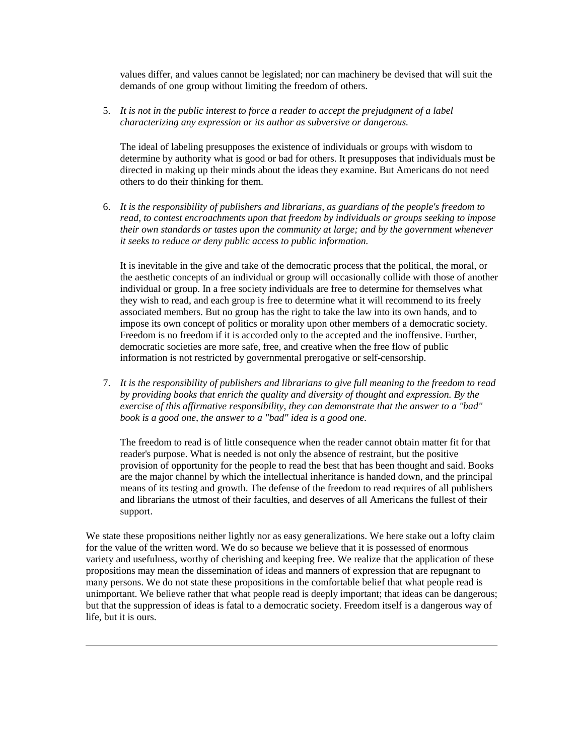values differ, and values cannot be legislated; nor can machinery be devised that will suit the demands of one group without limiting the freedom of others.

5. *It is not in the public interest to force a reader to accept the prejudgment of a label characterizing any expression or its author as subversive or dangerous.*

   The ideal of labeling presupposes the existence of individuals or groups with wisdom to determine by authority what is good or bad for others. It presupposes that individuals must be directed in making up their minds about the ideas they examine. But Americans do not need others to do their thinking for them.

6. *It is the responsibility of publishers and librarians, as guardians of the people's freedom to read, to contest encroachments upon that freedom by individuals or groups seeking to impose their own standards or tastes upon the community at large; and by the government whenever it seeks to reduce or deny public access to public information.*

   It is inevitable in the give and take of the democratic process that the political, the moral, or the aesthetic concepts of an individual or group will occasionally collide with those of another individual or group. In a free society individuals are free to determine for themselves what they wish to read, and each group is free to determine what it will recommend to its freely associated members. But no group has the right to take the law into its own hands, and to impose its own concept of politics or morality upon other members of a democratic society. Freedom is no freedom if it is accorded only to the accepted and the inoffensive. Further, democratic societies are more safe, free, and creative when the free flow of public information is not restricted by governmental prerogative or self-censorship.

7. *It is the responsibility of publishers and librarians to give full meaning to the freedom to read by providing books that enrich the quality and diversity of thought and expression. By the exercise of this affirmative responsibility, they can demonstrate that the answer to a "bad" book is a good one, the answer to a "bad" idea is a good one.*

   The freedom to read is of little consequence when the reader cannot obtain matter fit for that reader's purpose. What is needed is not only the absence of restraint, but the positive provision of opportunity for the people to read the best that has been thought and said. Books are the major channel by which the intellectual inheritance is handed down, and the principal means of its testing and growth. The defense of the freedom to read requires of all publishers and librarians the utmost of their faculties, and deserves of all Americans the fullest of their support.

We state these propositions neither lightly nor as easy generalizations. We here stake out a lofty claim for the value of the written word. We do so because we believe that it is possessed of enormous variety and usefulness, worthy of cherishing and keeping free. We realize that the application of these propositions may mean the dissemination of ideas and manners of expression that are repugnant to many persons. We do not state these propositions in the comfortable belief that what people read is unimportant. We believe rather that what people read is deeply important; that ideas can be dangerous; but that the suppression of ideas is fatal to a democratic society. Freedom itself is a dangerous way of life, but it is ours.

---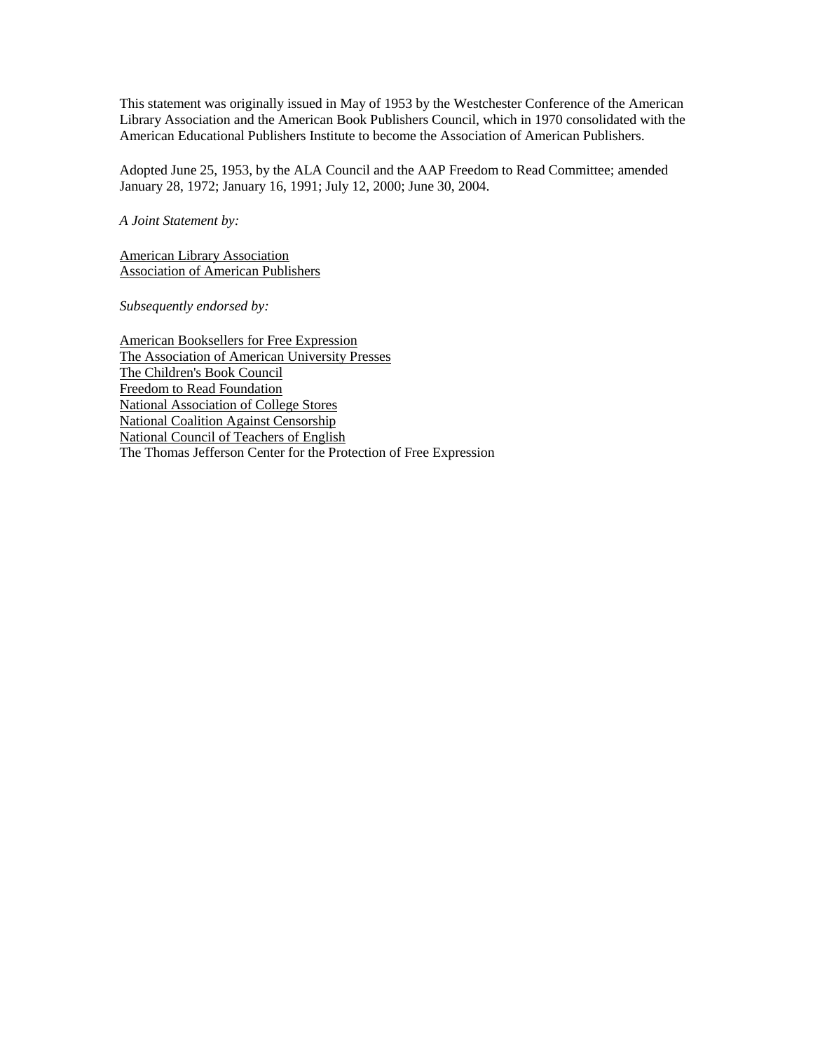This statement was originally issued in May of 1953 by the Westchester Conference of the American Library Association and the American Book Publishers Council, which in 1970 consolidated with the American Educational Publishers Institute to become the Association of American Publishers.

Adopted June 25, 1953, by the ALA Council and the AAP Freedom to Read Committee; amended January 28, 1972; January 16, 1991; July 12, 2000; June 30, 2004.

*A Joint Statement by:*

American Library Association
Association of American Publishers

*Subsequently endorsed by:*

American Booksellers for Free Expression
The Association of American University Presses
The Children's Book Council
Freedom to Read Foundation
National Association of College Stores
National Coalition Against Censorship
National Council of Teachers of English
The Thomas Jefferson Center for the Protection of Free Expression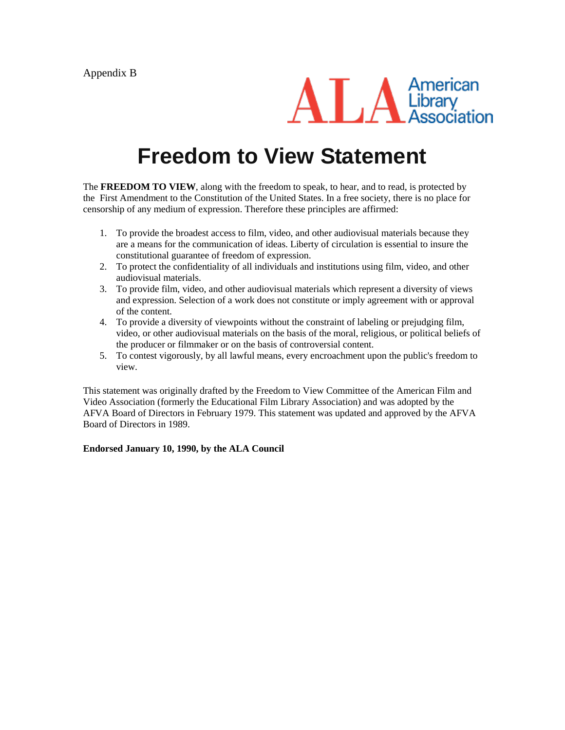Appendix B

American Library Association

# Freedom to View Statement

The **FREEDOM TO VIEW**, along with the freedom to speak, to hear, and to read, is protected by the First Amendment to the Constitution of the United States. In a free society, there is no place for censorship of any medium of expression. Therefore these principles are affirmed:

1. To provide the broadest access to film, video, and other audiovisual materials because they are a means for the communication of ideas. Liberty of circulation is essential to insure the constitutional guarantee of freedom of expression.
2. To protect the confidentiality of all individuals and institutions using film, video, and other audiovisual materials.
3. To provide film, video, and other audiovisual materials which represent a diversity of views and expression. Selection of a work does not constitute or imply agreement with or approval of the content.
4. To provide a diversity of viewpoints without the constraint of labeling or prejudging film, video, or other audiovisual materials on the basis of the moral, religious, or political beliefs of the producer or filmmaker or on the basis of controversial content.
5. To contest vigorously, by all lawful means, every encroachment upon the public's freedom to view.

This statement was originally drafted by the Freedom to View Committee of the American Film and Video Association (formerly the Educational Film Library Association) and was adopted by the AFVA Board of Directors in February 1979. This statement was updated and approved by the AFVA Board of Directors in 1989.

**Endorsed January 10, 1990, by the ALA Council**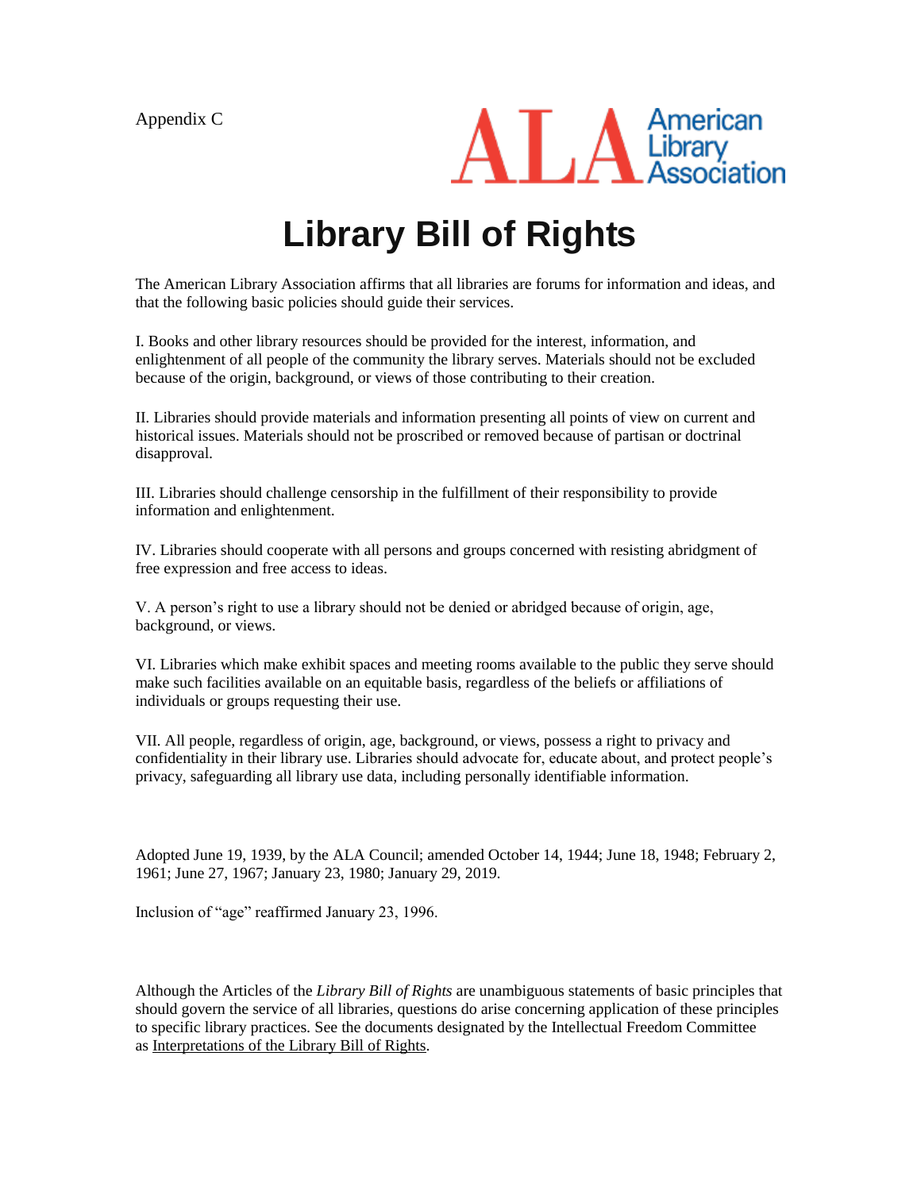Appendix C

American Library Association

# Library Bill of Rights

The American Library Association affirms that all libraries are forums for information and ideas, and that the following basic policies should guide their services.

I. Books and other library resources should be provided for the interest, information, and enlightenment of all people of the community the library serves. Materials should not be excluded because of the origin, background, or views of those contributing to their creation.

II. Libraries should provide materials and information presenting all points of view on current and historical issues. Materials should not be proscribed or removed because of partisan or doctrinal disapproval.

III. Libraries should challenge censorship in the fulfillment of their responsibility to provide information and enlightenment.

IV. Libraries should cooperate with all persons and groups concerned with resisting abridgment of free expression and free access to ideas.

V. A person's right to use a library should not be denied or abridged because of origin, age, background, or views.

VI. Libraries which make exhibit spaces and meeting rooms available to the public they serve should make such facilities available on an equitable basis, regardless of the beliefs or affiliations of individuals or groups requesting their use.

VII. All people, regardless of origin, age, background, or views, possess a right to privacy and confidentiality in their library use. Libraries should advocate for, educate about, and protect people's privacy, safeguarding all library use data, including personally identifiable information.

Adopted June 19, 1939, by the ALA Council; amended October 14, 1944; June 18, 1948; February 2, 1961; June 27, 1967; January 23, 1980; January 29, 2019.

Inclusion of "age" reaffirmed January 23, 1996.

Although the Articles of the *Library Bill of Rights* are unambiguous statements of basic principles that should govern the service of all libraries, questions do arise concerning application of these principles to specific library practices. See the documents designated by the Intellectual Freedom Committee as Interpretations of the Library Bill of Rights.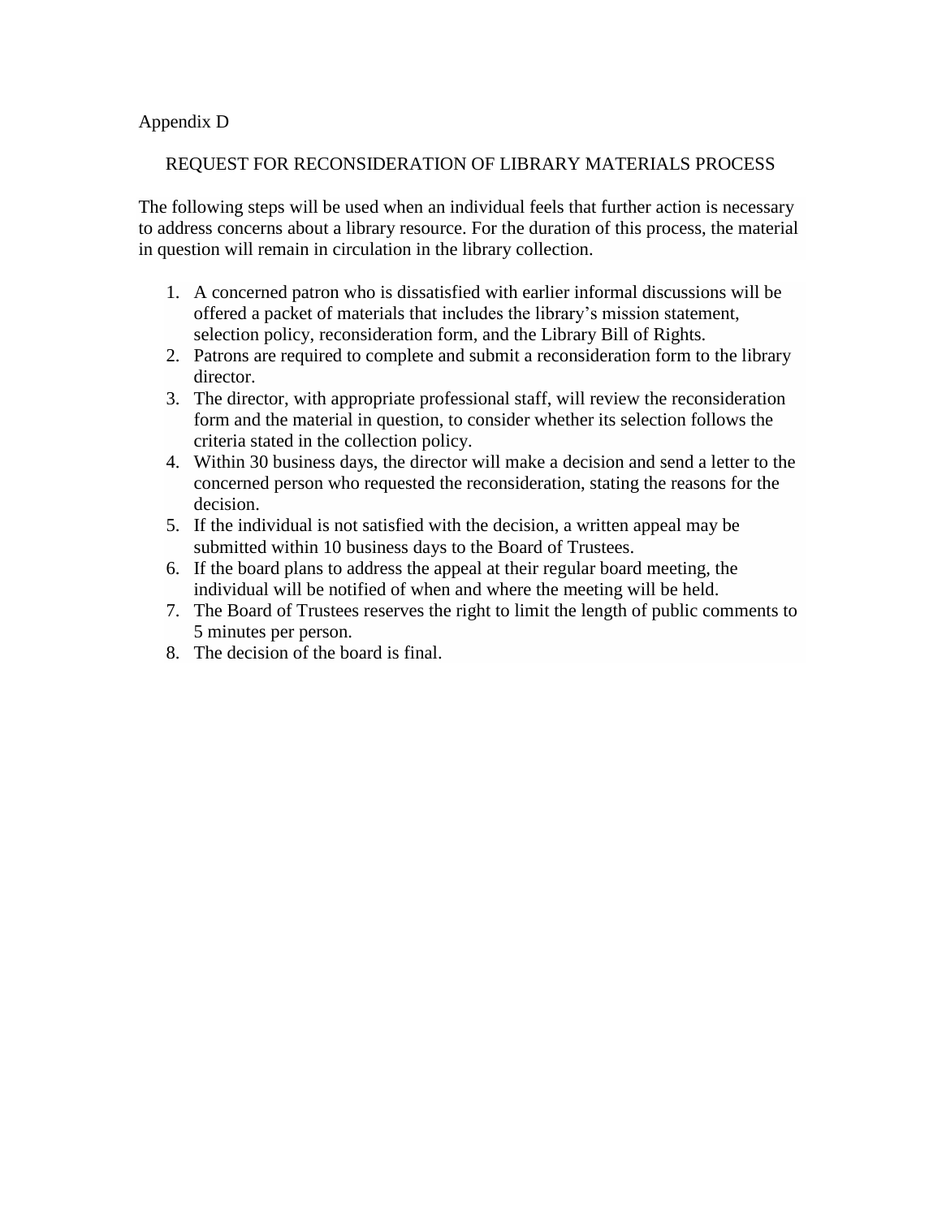Appendix D

## REQUEST FOR RECONSIDERATION OF LIBRARY MATERIALS PROCESS

The following steps will be used when an individual feels that further action is necessary to address concerns about a library resource. For the duration of this process, the material in question will remain in circulation in the library collection.

1. A concerned patron who is dissatisfied with earlier informal discussions will be offered a packet of materials that includes the library's mission statement, selection policy, reconsideration form, and the Library Bill of Rights.
2. Patrons are required to complete and submit a reconsideration form to the library director.
3. The director, with appropriate professional staff, will review the reconsideration form and the material in question, to consider whether its selection follows the criteria stated in the collection policy.
4. Within 30 business days, the director will make a decision and send a letter to the concerned person who requested the reconsideration, stating the reasons for the decision.
5. If the individual is not satisfied with the decision, a written appeal may be submitted within 10 business days to the Board of Trustees.
6. If the board plans to address the appeal at their regular board meeting, the individual will be notified of when and where the meeting will be held.
7. The Board of Trustees reserves the right to limit the length of public comments to 5 minutes per person.
8. The decision of the board is final.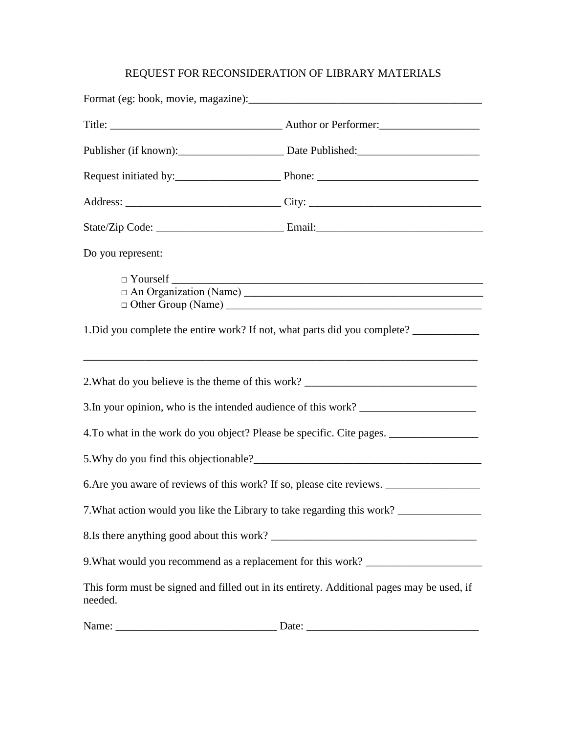# REQUEST FOR RECONSIDERATION OF LIBRARY MATERIALS

Format (eg: book, movie, magazine):__________________________________________

Title: ______________________________ Author or Performer:_________________

Publisher (if known):__________________ Date Published:_____________________

Request initiated by:__________________ Phone: ____________________________

Address: ___________________________ City: ______________________________

State/Zip Code: ______________________ Email:_____________________________

Do you represent:

- □ Yourself ___________________________________________________________
- □ An Organization (Name) _____________________________________________
- □ Other Group (Name) _________________________________________________

1.Did you complete the entire work? If not, what parts did you complete? ___________

_________________________________________________________________________

2.What do you believe is the theme of this work? ______________________________

3.In your opinion, who is the intended audience of this work? ____________________

4.To what in the work do you object? Please be specific. Cite pages. _______________

5.Why do you find this objectionable?_________________________________________

6.Are you aware of reviews of this work? If so, please cite reviews. ________________

7.What action would you like the Library to take regarding this work? ______________

8.Is there anything good about this work? ____________________________________

9.What would you recommend as a replacement for this work? ____________________

This form must be signed and filled out in its entirety. Additional pages may be used, if needed.

Name: ____________________________ Date: ______________________________